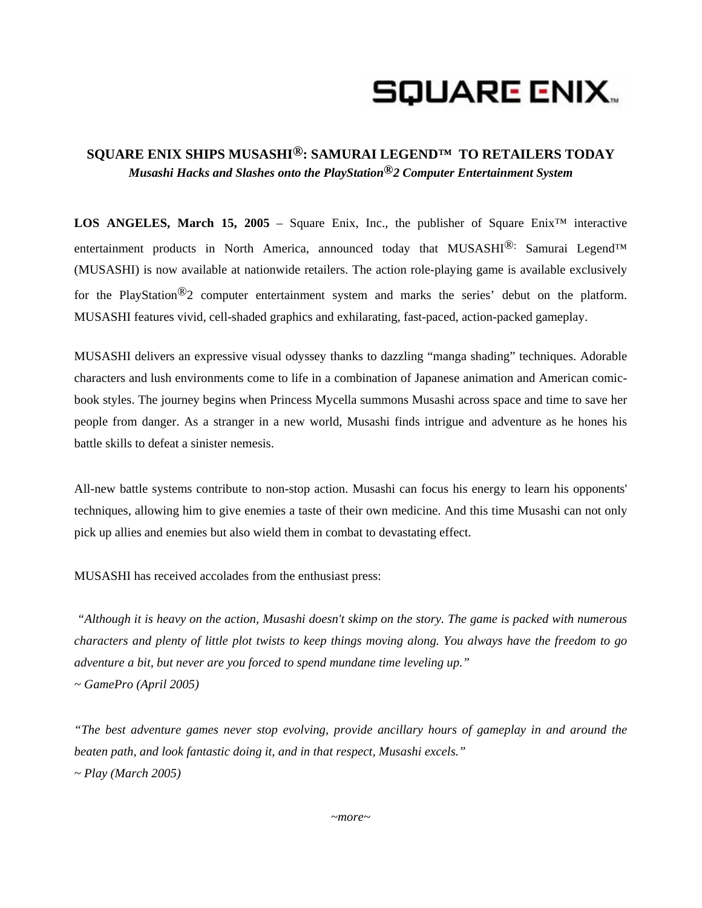SQUARE ENIX

## SQUARE ENIX SHIPS MUSASHI®: SAMURAI LEGEND™ TO RETAILERS TODAY

***Musashi Hacks and Slashes onto the PlayStation®2 Computer Entertainment System***

**LOS ANGELES, March 15, 2005** – Square Enix, Inc., the publisher of Square Enix™ interactive entertainment products in North America, announced today that MUSASHI®: Samurai Legend™ (MUSASHI) is now available at nationwide retailers. The action role-playing game is available exclusively for the PlayStation®2 computer entertainment system and marks the series' debut on the platform. MUSASHI features vivid, cell-shaded graphics and exhilarating, fast-paced, action-packed gameplay.

MUSASHI delivers an expressive visual odyssey thanks to dazzling "manga shading" techniques. Adorable characters and lush environments come to life in a combination of Japanese animation and American comic-book styles. The journey begins when Princess Mycella summons Musashi across space and time to save her people from danger. As a stranger in a new world, Musashi finds intrigue and adventure as he hones his battle skills to defeat a sinister nemesis.

All-new battle systems contribute to non-stop action. Musashi can focus his energy to learn his opponents' techniques, allowing him to give enemies a taste of their own medicine. And this time Musashi can not only pick up allies and enemies but also wield them in combat to devastating effect.

MUSASHI has received accolades from the enthusiast press:

*"Although it is heavy on the action, Musashi doesn't skimp on the story. The game is packed with numerous characters and plenty of little plot twists to keep things moving along. You always have the freedom to go adventure a bit, but never are you forced to spend mundane time leveling up."*
*~ GamePro (April 2005)*

*"The best adventure games never stop evolving, provide ancillary hours of gameplay in and around the beaten path, and look fantastic doing it, and in that respect, Musashi excels."*
*~ Play (March 2005)*

*~more~*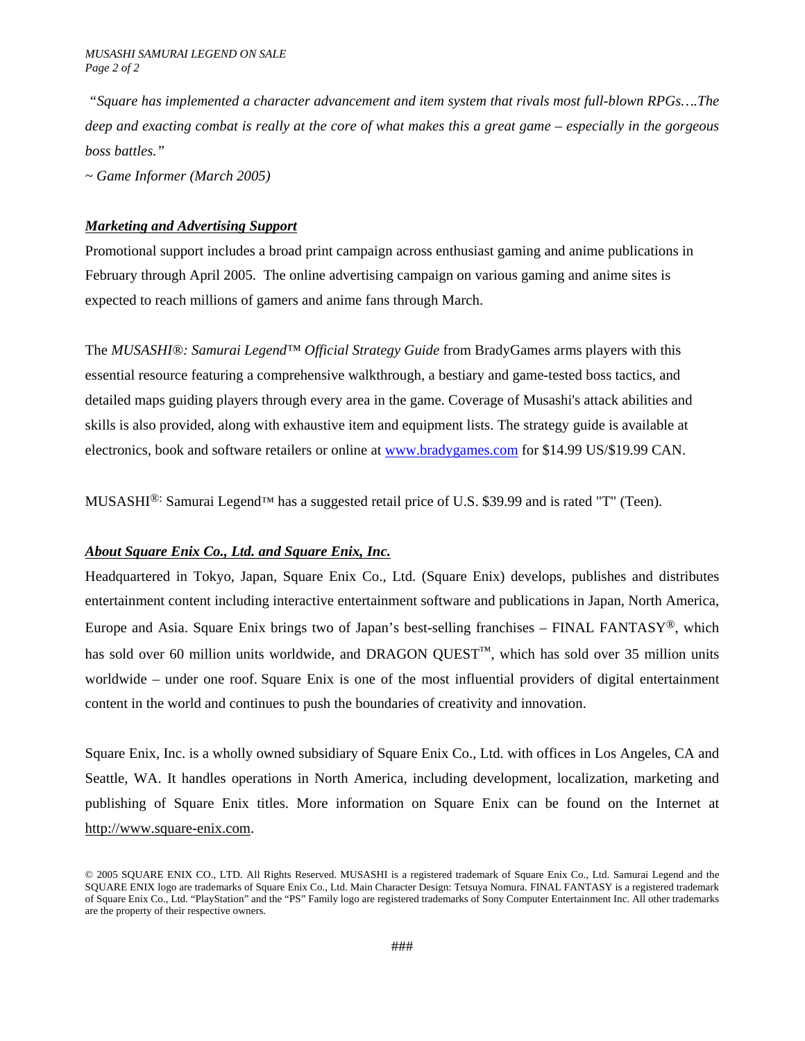*"Square has implemented a character advancement and item system that rivals most full-blown RPGs….The deep and exacting combat is really at the core of what makes this a great game – especially in the gorgeous boss battles."*

*~ Game Informer (March 2005)*

***Marketing and Advertising Support***

Promotional support includes a broad print campaign across enthusiast gaming and anime publications in February through April 2005. The online advertising campaign on various gaming and anime sites is expected to reach millions of gamers and anime fans through March.

The *MUSASHI®: Samurai Legend™ Official Strategy Guide* from BradyGames arms players with this essential resource featuring a comprehensive walkthrough, a bestiary and game-tested boss tactics, and detailed maps guiding players through every area in the game. Coverage of Musashi's attack abilities and skills is also provided, along with exhaustive item and equipment lists. The strategy guide is available at electronics, book and software retailers or online at www.bradygames.com for $14.99 US/$19.99 CAN.

MUSASHI®: Samurai Legend™ has a suggested retail price of U.S. $39.99 and is rated "T" (Teen).

***About Square Enix Co., Ltd. and Square Enix, Inc.***

Headquartered in Tokyo, Japan, Square Enix Co., Ltd. (Square Enix) develops, publishes and distributes entertainment content including interactive entertainment software and publications in Japan, North America, Europe and Asia. Square Enix brings two of Japan's best-selling franchises – FINAL FANTASY®, which has sold over 60 million units worldwide, and DRAGON QUEST™, which has sold over 35 million units worldwide – under one roof. Square Enix is one of the most influential providers of digital entertainment content in the world and continues to push the boundaries of creativity and innovation.

Square Enix, Inc. is a wholly owned subsidiary of Square Enix Co., Ltd. with offices in Los Angeles, CA and Seattle, WA. It handles operations in North America, including development, localization, marketing and publishing of Square Enix titles. More information on Square Enix can be found on the Internet at http://www.square-enix.com.

© 2005 SQUARE ENIX CO., LTD. All Rights Reserved. MUSASHI is a registered trademark of Square Enix Co., Ltd. Samurai Legend and the SQUARE ENIX logo are trademarks of Square Enix Co., Ltd. Main Character Design: Tetsuya Nomura. FINAL FANTASY is a registered trademark of Square Enix Co., Ltd. "PlayStation" and the "PS" Family logo are registered trademarks of Sony Computer Entertainment Inc. All other trademarks are the property of their respective owners.

###